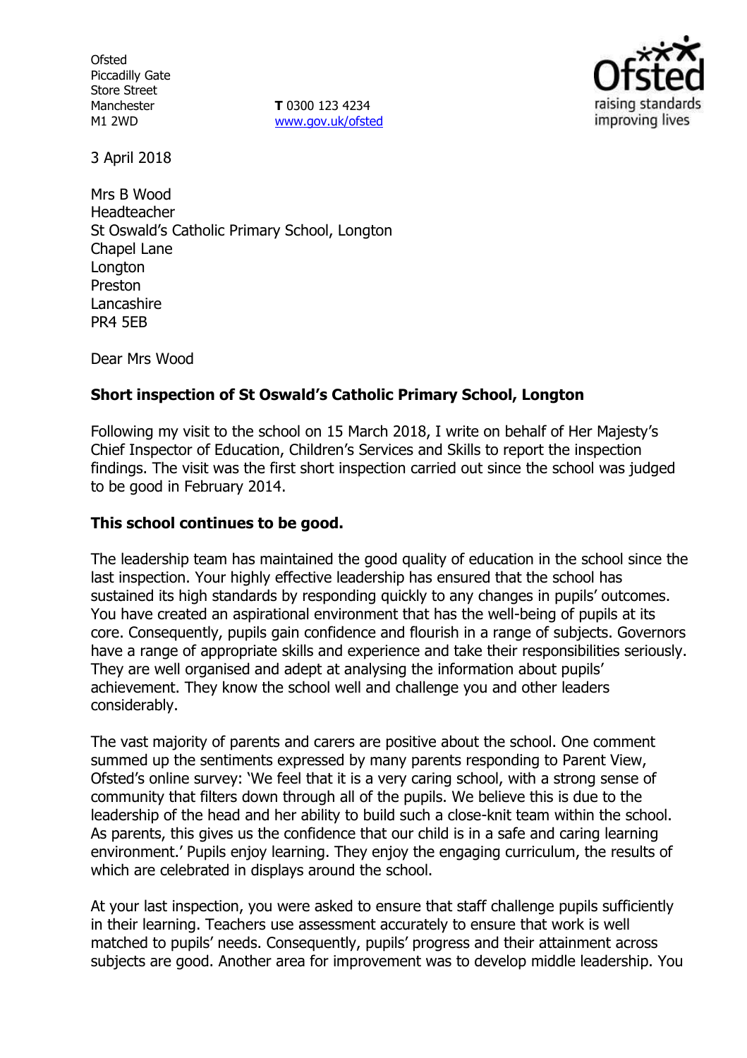Ofsted
Piccadilly Gate
Store Street
Manchester
M1 2WD

**T** 0300 123 4234
www.gov.uk/ofsted

3 April 2018

Mrs B Wood
Headteacher
St Oswald's Catholic Primary School, Longton
Chapel Lane
Longton
Preston
Lancashire
PR4 5EB

Dear Mrs Wood

**Short inspection of St Oswald's Catholic Primary School, Longton**

Following my visit to the school on 15 March 2018, I write on behalf of Her Majesty's Chief Inspector of Education, Children's Services and Skills to report the inspection findings. The visit was the first short inspection carried out since the school was judged to be good in February 2014.

**This school continues to be good.**

The leadership team has maintained the good quality of education in the school since the last inspection. Your highly effective leadership has ensured that the school has sustained its high standards by responding quickly to any changes in pupils' outcomes. You have created an aspirational environment that has the well-being of pupils at its core. Consequently, pupils gain confidence and flourish in a range of subjects. Governors have a range of appropriate skills and experience and take their responsibilities seriously. They are well organised and adept at analysing the information about pupils' achievement. They know the school well and challenge you and other leaders considerably.

The vast majority of parents and carers are positive about the school. One comment summed up the sentiments expressed by many parents responding to Parent View, Ofsted's online survey: 'We feel that it is a very caring school, with a strong sense of community that filters down through all of the pupils. We believe this is due to the leadership of the head and her ability to build such a close-knit team within the school. As parents, this gives us the confidence that our child is in a safe and caring learning environment.' Pupils enjoy learning. They enjoy the engaging curriculum, the results of which are celebrated in displays around the school.

At your last inspection, you were asked to ensure that staff challenge pupils sufficiently in their learning. Teachers use assessment accurately to ensure that work is well matched to pupils' needs. Consequently, pupils' progress and their attainment across subjects are good. Another area for improvement was to develop middle leadership. You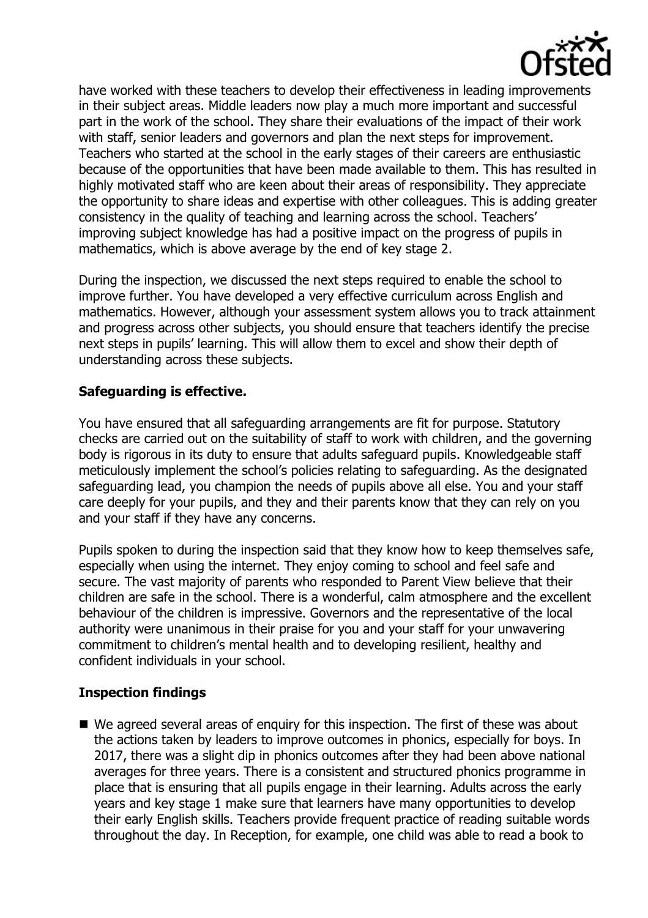have worked with these teachers to develop their effectiveness in leading improvements in their subject areas. Middle leaders now play a much more important and successful part in the work of the school. They share their evaluations of the impact of their work with staff, senior leaders and governors and plan the next steps for improvement. Teachers who started at the school in the early stages of their careers are enthusiastic because of the opportunities that have been made available to them. This has resulted in highly motivated staff who are keen about their areas of responsibility. They appreciate the opportunity to share ideas and expertise with other colleagues. This is adding greater consistency in the quality of teaching and learning across the school. Teachers' improving subject knowledge has had a positive impact on the progress of pupils in mathematics, which is above average by the end of key stage 2.

During the inspection, we discussed the next steps required to enable the school to improve further. You have developed a very effective curriculum across English and mathematics. However, although your assessment system allows you to track attainment and progress across other subjects, you should ensure that teachers identify the precise next steps in pupils' learning. This will allow them to excel and show their depth of understanding across these subjects.

**Safeguarding is effective.**

You have ensured that all safeguarding arrangements are fit for purpose. Statutory checks are carried out on the suitability of staff to work with children, and the governing body is rigorous in its duty to ensure that adults safeguard pupils. Knowledgeable staff meticulously implement the school's policies relating to safeguarding. As the designated safeguarding lead, you champion the needs of pupils above all else. You and your staff care deeply for your pupils, and they and their parents know that they can rely on you and your staff if they have any concerns.

Pupils spoken to during the inspection said that they know how to keep themselves safe, especially when using the internet. They enjoy coming to school and feel safe and secure. The vast majority of parents who responded to Parent View believe that their children are safe in the school. There is a wonderful, calm atmosphere and the excellent behaviour of the children is impressive. Governors and the representative of the local authority were unanimous in their praise for you and your staff for your unwavering commitment to children's mental health and to developing resilient, healthy and confident individuals in your school.

**Inspection findings**

- We agreed several areas of enquiry for this inspection. The first of these was about the actions taken by leaders to improve outcomes in phonics, especially for boys. In 2017, there was a slight dip in phonics outcomes after they had been above national averages for three years. There is a consistent and structured phonics programme in place that is ensuring that all pupils engage in their learning. Adults across the early years and key stage 1 make sure that learners have many opportunities to develop their early English skills. Teachers provide frequent practice of reading suitable words throughout the day. In Reception, for example, one child was able to read a book to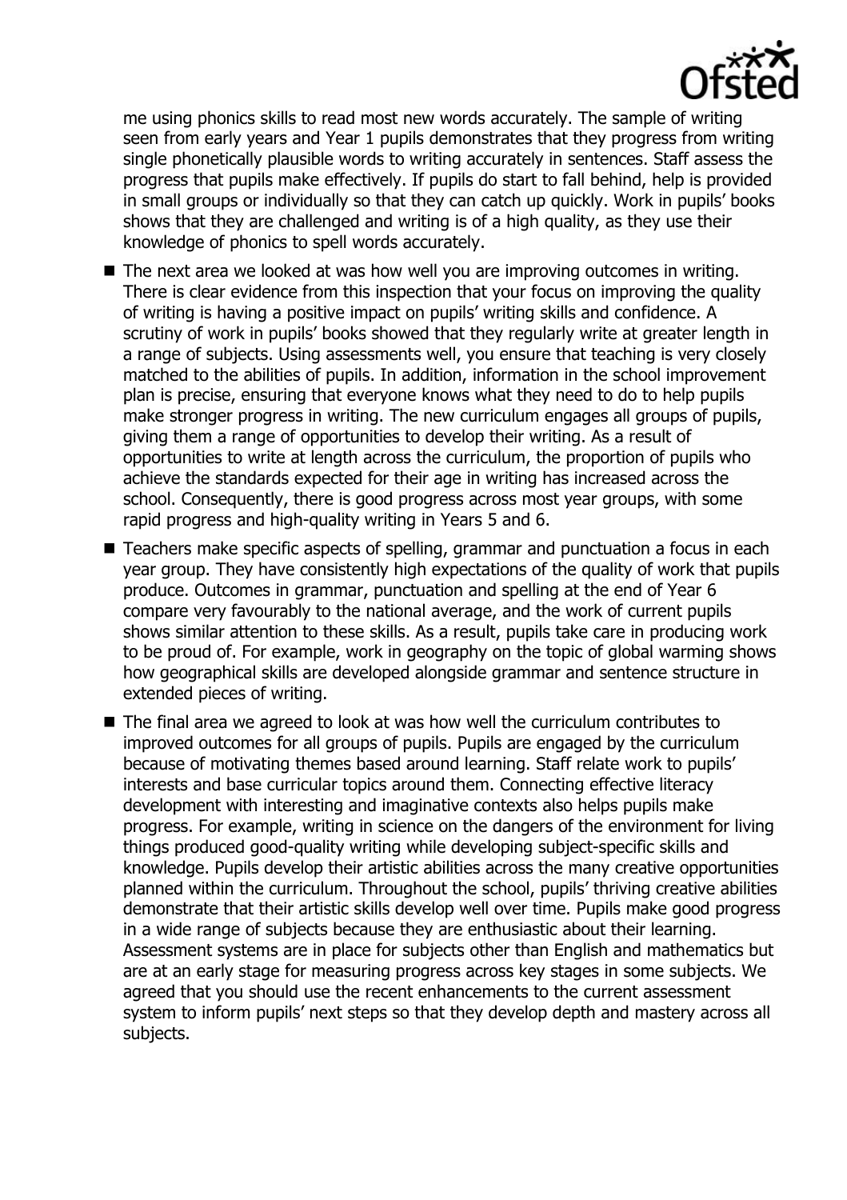me using phonics skills to read most new words accurately. The sample of writing seen from early years and Year 1 pupils demonstrates that they progress from writing single phonetically plausible words to writing accurately in sentences. Staff assess the progress that pupils make effectively. If pupils do start to fall behind, help is provided in small groups or individually so that they can catch up quickly. Work in pupils' books shows that they are challenged and writing is of a high quality, as they use their knowledge of phonics to spell words accurately.

- The next area we looked at was how well you are improving outcomes in writing. There is clear evidence from this inspection that your focus on improving the quality of writing is having a positive impact on pupils' writing skills and confidence. A scrutiny of work in pupils' books showed that they regularly write at greater length in a range of subjects. Using assessments well, you ensure that teaching is very closely matched to the abilities of pupils. In addition, information in the school improvement plan is precise, ensuring that everyone knows what they need to do to help pupils make stronger progress in writing. The new curriculum engages all groups of pupils, giving them a range of opportunities to develop their writing. As a result of opportunities to write at length across the curriculum, the proportion of pupils who achieve the standards expected for their age in writing has increased across the school. Consequently, there is good progress across most year groups, with some rapid progress and high-quality writing in Years 5 and 6.
- Teachers make specific aspects of spelling, grammar and punctuation a focus in each year group. They have consistently high expectations of the quality of work that pupils produce. Outcomes in grammar, punctuation and spelling at the end of Year 6 compare very favourably to the national average, and the work of current pupils shows similar attention to these skills. As a result, pupils take care in producing work to be proud of. For example, work in geography on the topic of global warming shows how geographical skills are developed alongside grammar and sentence structure in extended pieces of writing.
- The final area we agreed to look at was how well the curriculum contributes to improved outcomes for all groups of pupils. Pupils are engaged by the curriculum because of motivating themes based around learning. Staff relate work to pupils' interests and base curricular topics around them. Connecting effective literacy development with interesting and imaginative contexts also helps pupils make progress. For example, writing in science on the dangers of the environment for living things produced good-quality writing while developing subject-specific skills and knowledge. Pupils develop their artistic abilities across the many creative opportunities planned within the curriculum. Throughout the school, pupils' thriving creative abilities demonstrate that their artistic skills develop well over time. Pupils make good progress in a wide range of subjects because they are enthusiastic about their learning. Assessment systems are in place for subjects other than English and mathematics but are at an early stage for measuring progress across key stages in some subjects. We agreed that you should use the recent enhancements to the current assessment system to inform pupils' next steps so that they develop depth and mastery across all subjects.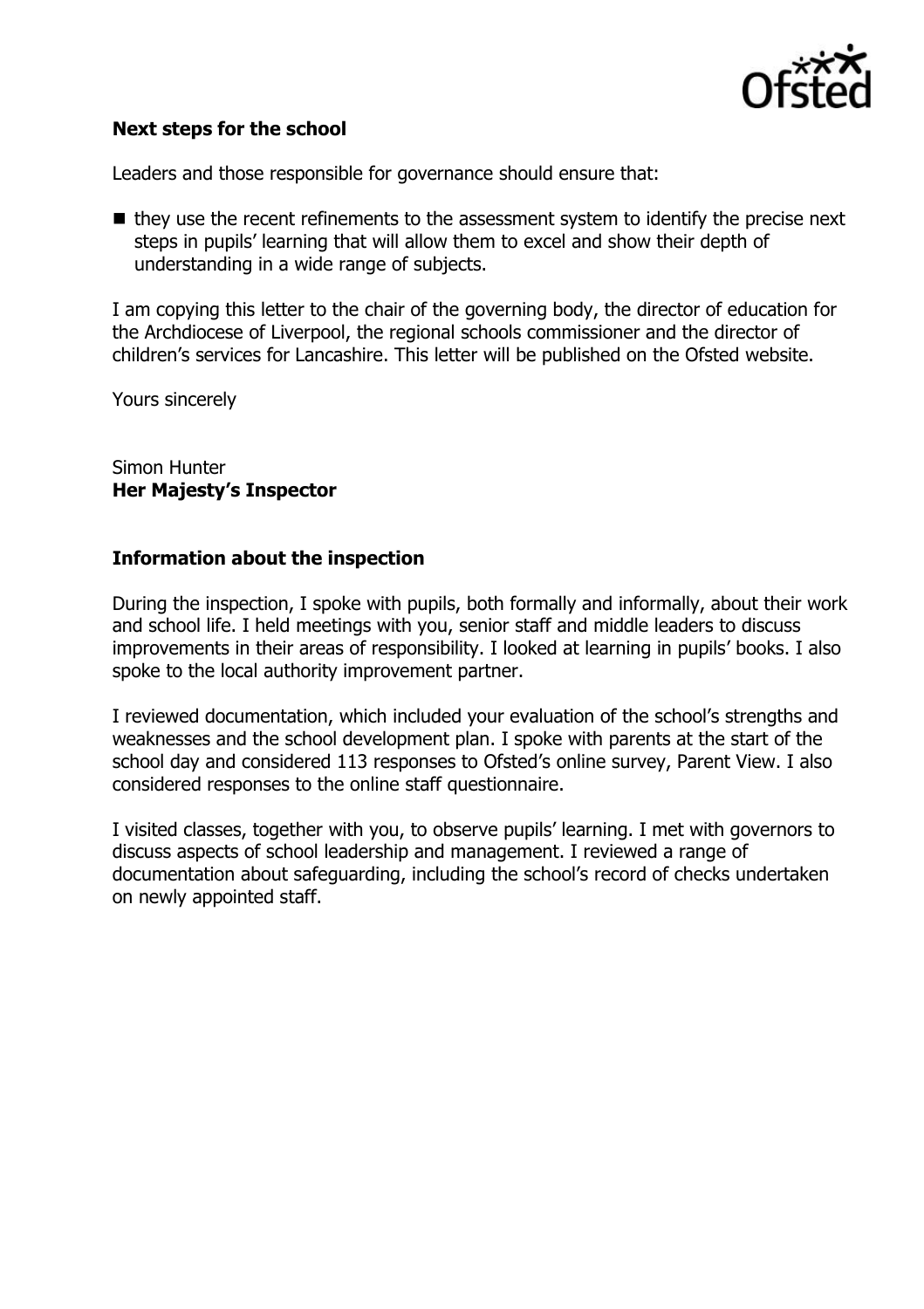**Next steps for the school**

Leaders and those responsible for governance should ensure that:

- they use the recent refinements to the assessment system to identify the precise next steps in pupils' learning that will allow them to excel and show their depth of understanding in a wide range of subjects.

I am copying this letter to the chair of the governing body, the director of education for the Archdiocese of Liverpool, the regional schools commissioner and the director of children's services for Lancashire. This letter will be published on the Ofsted website.

Yours sincerely

Simon Hunter
**Her Majesty's Inspector**

**Information about the inspection**

During the inspection, I spoke with pupils, both formally and informally, about their work and school life. I held meetings with you, senior staff and middle leaders to discuss improvements in their areas of responsibility. I looked at learning in pupils' books. I also spoke to the local authority improvement partner.

I reviewed documentation, which included your evaluation of the school's strengths and weaknesses and the school development plan. I spoke with parents at the start of the school day and considered 113 responses to Ofsted's online survey, Parent View. I also considered responses to the online staff questionnaire.

I visited classes, together with you, to observe pupils' learning. I met with governors to discuss aspects of school leadership and management. I reviewed a range of documentation about safeguarding, including the school's record of checks undertaken on newly appointed staff.